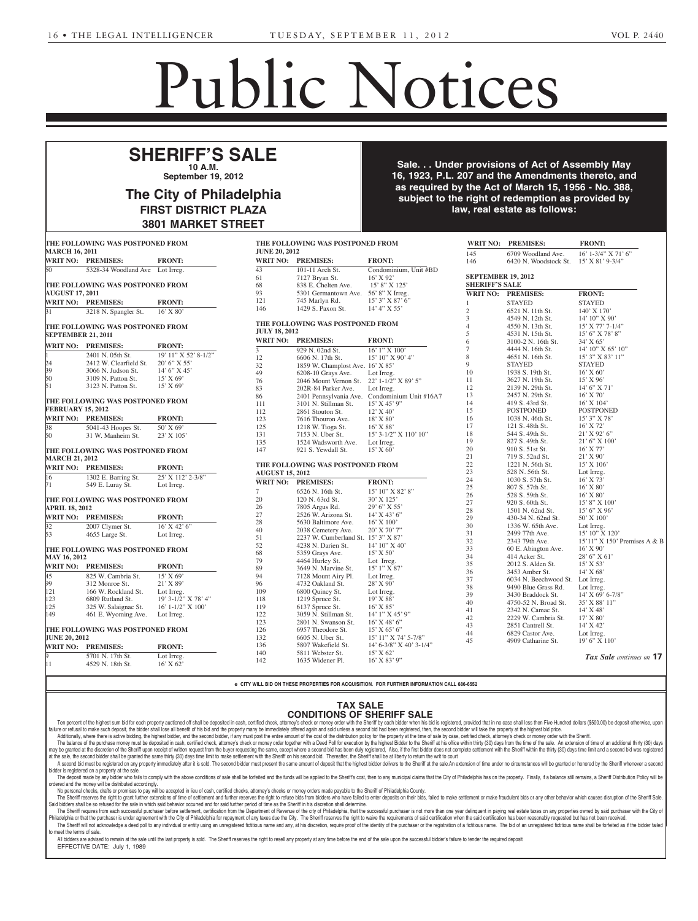# Public Notices

## SHERIFF'S SALE

**10 A.M.**
**September 19, 2012**

### The City of Philadelphia
**FIRST DISTRICT PLAZA**
**3801 MARKET STREET**

**Sale. . . Under provisions of Act of Assembly May 16, 1923, P.L. 207 and the Amendments thereto, and as required by the Act of March 15, 1956 - No. 388, subject to the right of redemption as provided by law, real estate as follows:**

**THE FOLLOWING WAS POSTPONED FROM MARCH 16, 2011**

| WRIT NO: | PREMISES: | FRONT: |
|---|---|---|
| 50 | 5328-34 Woodland Ave | Lot Irreg. |

**THE FOLLOWING WAS POSTPONED FROM AUGUST 17, 2011**

| WRIT NO: | PREMISES: | FRONT: |
|---|---|---|
| 31 | 3218 N. Spangler St. | 16' X 80' |

**THE FOLLOWING WAS POSTPONED FROM SEPTEMBER 21, 2011**

| WRIT NO: | PREMISES: | FRONT: |
|---|---|---|
| 1 | 2401 N. 05th St. | 19' 11" X 52' 8-1/2" |
| 24 | 2412 W. Clearfield St. | 20' 6" X 55' |
| 39 | 3066 N. Judson St. | 14' 6" X 45' |
| 50 | 3109 N. Patton St. | 15' X 69' |
| 51 | 3123 N. Patton St. | 15' X 69' |

**THE FOLLOWING WAS POSTPONED FROM FEBRUARY 15, 2012**

| WRIT NO: | PREMISES: | FRONT: |
|---|---|---|
| 38 | 5041-43 Hoopes St. | 50' X 69' |
| 50 | 31 W. Manheim St. | 23' X 105' |

**THE FOLLOWING WAS POSTPONED FROM MARCH 21, 2012**

| WRIT NO: | PREMISES: | FRONT: |
|---|---|---|
| 16 | 1302 E. Barring St. | 25' X 112' 2-3/8" |
| 71 | 549 E. Luray St. | Lot Irreg. |

**THE FOLLOWING WAS POSTPONED FROM APRIL 18, 2012**

| WRIT NO: | PREMISES: | FRONT: |
|---|---|---|
| 32 | 2007 Clymer St. | 16' X 42' 6" |
| 53 | 4655 Large St. | Lot Irreg. |

**THE FOLLOWING WAS POSTPONED FROM MAY 16, 2012**

| WRIT NO: | PREMISES: | FRONT: |
|---|---|---|
| 45 | 825 W. Cambria St. | 15' X 69' |
| 99 | 312 Monroe St. | 21' X 89' |
| 121 | 166 W. Rockland St. | Lot Irreg. |
| 123 | 6809 Rutland St. | 19' 3-1/2" X 78' 4" |
| 125 | 325 W. Salaignac St. | 16' 1-1/2" X 100' |
| 149 | 461 E. Wyoming Ave. | Lot Irreg. |

**THE FOLLOWING WAS POSTPONED FROM JUNE 20, 2012**

| WRIT NO: | PREMISES: | FRONT: |
|---|---|---|
| 9 | 5701 N. 17th St. | Lot Irreg. |
| 11 | 4529 N. 18th St. | 16' X 62' |
| 43 | 101-11 Arch St. | Condominium, Unit #BD |
| 61 | 7127 Bryan St. | 16' X 92' |
| 68 | 838 E. Chelten Ave. | 15' 8" X 125' |
| 93 | 5301 Germantown Ave. | 56' 8" X Irreg. |
| 121 | 745 Marlyn Rd. | 15' 3" X 87' 6" |
| 146 | 1429 S. Paxon St. | 14' 4" X 55' |

**THE FOLLOWING WAS POSTPONED FROM JULY 18, 2012**

| WRIT NO: | PREMISES: | FRONT: |
|---|---|---|
| 3 | 929 N. 02nd St. | 16' 1" X 100' |
| 12 | 6606 N. 17th St. | 15' 10" X 90' 4" |
| 32 | 1859 W. Champlost Ave. | 16' X 85' |
| 49 | 6208-10 Grays Ave. | Lot Irreg. |
| 76 | 2046 Mount Vernon St. | 22' 1-1/2" X 89' 5" |
| 83 | 202R-84 Parker Ave. | Lot Irreg. |
| 86 | 2401 Pennsylvania Ave. | Condominium Unit #16A7 |
| 111 | 3101 N. Stillman St. | 15' X 45' 9" |
| 112 | 2861 Stouton St. | 12' X 40' |
| 123 | 7616 Thouron Ave. | 18' X 80' |
| 125 | 1218 W. Tioga St. | 16' X 88' |
| 131 | 7153 N. Uber St. | 15' 3-1/2" X 110' 10" |
| 135 | 1524 Wadsworth Ave. | Lot Irreg. |
| 147 | 921 S. Yewdall St. | 15' X 60' |

**THE FOLLOWING WAS POSTPONED FROM AUGUST 15, 2012**

| WRIT NO: | PREMISES: | FRONT: |
|---|---|---|
| 7 | 6526 N. 16th St. | 15' 10" X 82' 8" |
| 20 | 120 N. 63rd St. | 30' X 125' |
| 26 | 7805 Argus Rd. | 29' 6" X 55' |
| 27 | 2526 W. Arizona St. | 14' X 43' 6" |
| 28 | 5630 Baltimore Ave. | 16' X 100' |
| 40 | 2038 Cemetery Ave. | 20' X 70' 7" |
| 51 | 2237 W. Cumberland St. | 15' 3" X 87' |
| 52 | 4238 N. Darien St. | 14' 10" X 40' |
| 68 | 5359 Grays Ave. | 15' X 50' |
| 79 | 4464 Hurley St. | Lot Irreg. |
| 89 | 3649 N. Marvine St. | 15' 1" X 87' |
| 94 | 7128 Mount Airy Pl. | Lot Irreg. |
| 96 | 4732 Oakland St. | 28' X 90' |
| 109 | 6800 Quincy St. | Lot Irreg. |
| 118 | 1219 Spruce St. | 19' X 88' |
| 119 | 6137 Spruce St. | 16' X 85' |
| 122 | 3059 N. Stillman St. | 14' 1" X 45' 9" |
| 123 | 2801 N. Swanson St. | 16' X 48' 6" |
| 126 | 6957 Theodore St. | 15' X 65' 6" |
| 132 | 6605 N. Uber St. | 15' 11" X 74' 5-7/8" |
| 136 | 5807 Wakefield St. | 14' 6-3/8" X 40' 3-1/4" |
| 140 | 5811 Webster St. | 15' X 62' |
| 142 | 1635 Widener Pl. | 16' X 83' 9" |
| 145 | 6709 Woodland Ave. | 16' 1-3/4" X 71' 6" |
| 146 | 6420 N. Woodstock St. | 15' X 81' 9-3/4" |

**SEPTEMBER 19, 2012**
**SHERIFF'S SALE**

| WRIT NO: | PREMISES: | FRONT: |
|---|---|---|
| 1 | STAYED | STAYED |
| 2 | 6521 N. 11th St. | 140' X 170' |
| 3 | 4549 N. 12th St. | 14' 10" X 90' |
| 4 | 4550 N. 13th St. | 15' X 77' 7-1/4" |
| 5 | 4531 N. 15th St. | 15' 6" X 78' 8" |
| 6 | 3100-2 N. 16th St. | 34' X 65' |
| 7 | 4444 N. 16th St. | 14' 10" X 65' 10" |
| 8 | 4651 N. 16th St. | 15' 3" X 83' 11" |
| 9 | STAYED | STAYED |
| 10 | 1938 S. 19th St. | 16' X 60' |
| 11 | 3627 N. 19th St. | 15' X 96' |
| 12 | 2139 N. 29th St. | 14' 6" X 71' |
| 13 | 2457 N. 29th St. | 16' X 70' |
| 14 | 419 S. 43rd St. | 16' X 104' |
| 15 | POSTPONED | POSTPONED |
| 16 | 1038 N. 46th St. | 15' 3" X 78' |
| 17 | 121 S. 48th St. | 16' X 72' |
| 18 | 544 S. 49th St. | 21' X 92' 6" |
| 19 | 827 S. 49th St. | 21' 6" X 100' |
| 20 | 910 S. 51st St. | 16' X 77' |
| 21 | 719 S. 52nd St. | 21' X 90' |
| 22 | 1221 N. 56th St. | 15' X 106' |
| 23 | 528 N. 56th St. | Lot Irreg. |
| 24 | 1030 S. 57th St. | 16' X 73' |
| 25 | 807 S. 57th St. | 16' X 80' |
| 26 | 528 S. 59th St. | 16' X 80' |
| 27 | 920 S. 60th St. | 15' 8" X 100' |
| 28 | 1501 N. 62nd St. | 15' 6" X 96' |
| 29 | 430-34 N. 62nd St. | 50' X 100' |
| 30 | 1336 W. 65th Ave. | Lot Irreg. |
| 31 | 2499 77th Ave. | 15' 10" X 120' |
| 32 | 2343 79th Ave. | 15'11" X 150' Premises A & B |
| 33 | 60 E. Abington Ave. | 16' X 90' |
| 34 | 414 Acker St. | 28' 6" X 61' |
| 35 | 2012 S. Alden St. | 15' X 53' |
| 36 | 3453 Amber St. | 14' X 68' |
| 37 | 6034 N. Beechwood St. | Lot Irreg. |
| 38 | 9490 Blue Grass Rd. | Lot Irreg. |
| 39 | 3430 Braddock St. | 14' X 69' 6-7/8" |
| 40 | 4750-52 N. Broad St. | 35' X 88' 11" |
| 41 | 2342 N. Camac St. | 14' X 48' |
| 42 | 2229 W. Cambria St. | 17' X 80' |
| 43 | 2851 Cantrell St. | 14' X 42' |
| 44 | 6829 Castor Ave. | Lot Irreg. |
| 45 | 4909 Catharine St. | 19' 6" X 110' |

*Tax Sale continues on* **17**

**e CITY WILL BID ON THESE PROPERTIES FOR ACQUISITION. FOR FURTHER INFORMATION CALL 686-6552**

## TAX SALE
## CONDITIONS OF SHERIFF SALE

Ten percent of the highest sum bid for each property auctioned off shall be deposited in cash, certified check, attorney's check or money order with the Sheriff by each bidder when his bid is registered, provided that in no case shall less then Five Hundred dollars ($500.00) be deposit otherwise, upon failure or refusal to make such deposit, the bidder shall lose all benefit of his bid and the property many be immediately offered again and sold unless a second bid had been registered, then, the second bidder will take the property at the highest bid price.

Additionally, where there is active bidding, the highest bidder, and the second bidder, if any must post the entire amount of the cost of the distribution policy for the property at the time of sale by case, certified check, attorney's check or money order with the Sheriff.

The balance of the purchase money must be deposited in cash, certified check, attorney's check or money order together with a Deed Poll for execution by the highest Bidder to the Sheriff at his office within thirty (30) days from the time of the sale. An extension of time of an additional thirty (30) days may be granted at the discretion of the Sheriff upon receipt of written request from the buyer requesting the same, except where a second bid has been duly registered, Also, if the first bidder does not complete settlement with the Sheriff within the thirty (30) days time limit and a second bid was registered at the sale, the second bidder shall be granted the same thirty (30) days time limit to make settlement with the Sheriff on his second bid. Thereafter, the Sheriff shall be at liberty to return the writ to court

A second bid must be registered on any property immediately after it is sold. The second bidder must present the same amount of deposit that the highest bidder delivers to the Sheriff at the sale.An extension of time under no circumstances will be granted or honored by the Sheriff whenever a second bidder is registered on a property at the sale.

The deposit made by any bidder who fails to comply with the above conditions of sale shall be forfeited and the funds will be applied to the Sheriff's cost, then to any municipal claims that the City of Philadelphia has on the property. Finally, if a balance still remains, a Sheriff Distribution Policy will be ordered and the money will be distributed accordingly.

No personal checks, drafts or promises to pay will be accepted in lieu of cash, certified checks, attorney's checks or money orders made payable to the Sheriff of Philadelphia County.

The Sheriff reserves the right to grant further extensions of time of settlement and further reserves the right to refuse bids from bidders who have failed to enter deposits on their bids, failed to make settlement or make fraudulent bids or any other behavior which causes disruption of the Sheriff Sale. Said bidders shall be so refused for the sale in which said behavior occurred and for said further period of time as the Sheriff in his discretion shall determine.

The Sheriff requires from each successful purchaser before settlement, certification from the Department of Revenue of the city of Philadelphia, that the successful purchaser is not more than one year delinquent in paying real estate taxes on any properties owned by said purchaser with the City of Philadelphia or that the purchaser is under agreement with the City of Philadelphia for repayment of any taxes due the City. The Sheriff reserves the right to waive the requirements of said certification when the said certification has been reasonably requested but has not been received.

The Sheriff will not acknowledge a deed poll to any individual or entity using an unregistered fictitious name and may, at his discretion, require proof of the identity of the purchaser or the registration of a fictitious name. The bid of an unregistered fictitious name shall be forfeited as if the bidder failed to meet the terms of sale.

All bidders are advised to remain at the sale until the last property is sold. The Sheriff reserves the right to resell any property at any time before the end of the sale upon the successful bidder's failure to tender the required deposit

EFFECTIVE DATE: July 1, 1989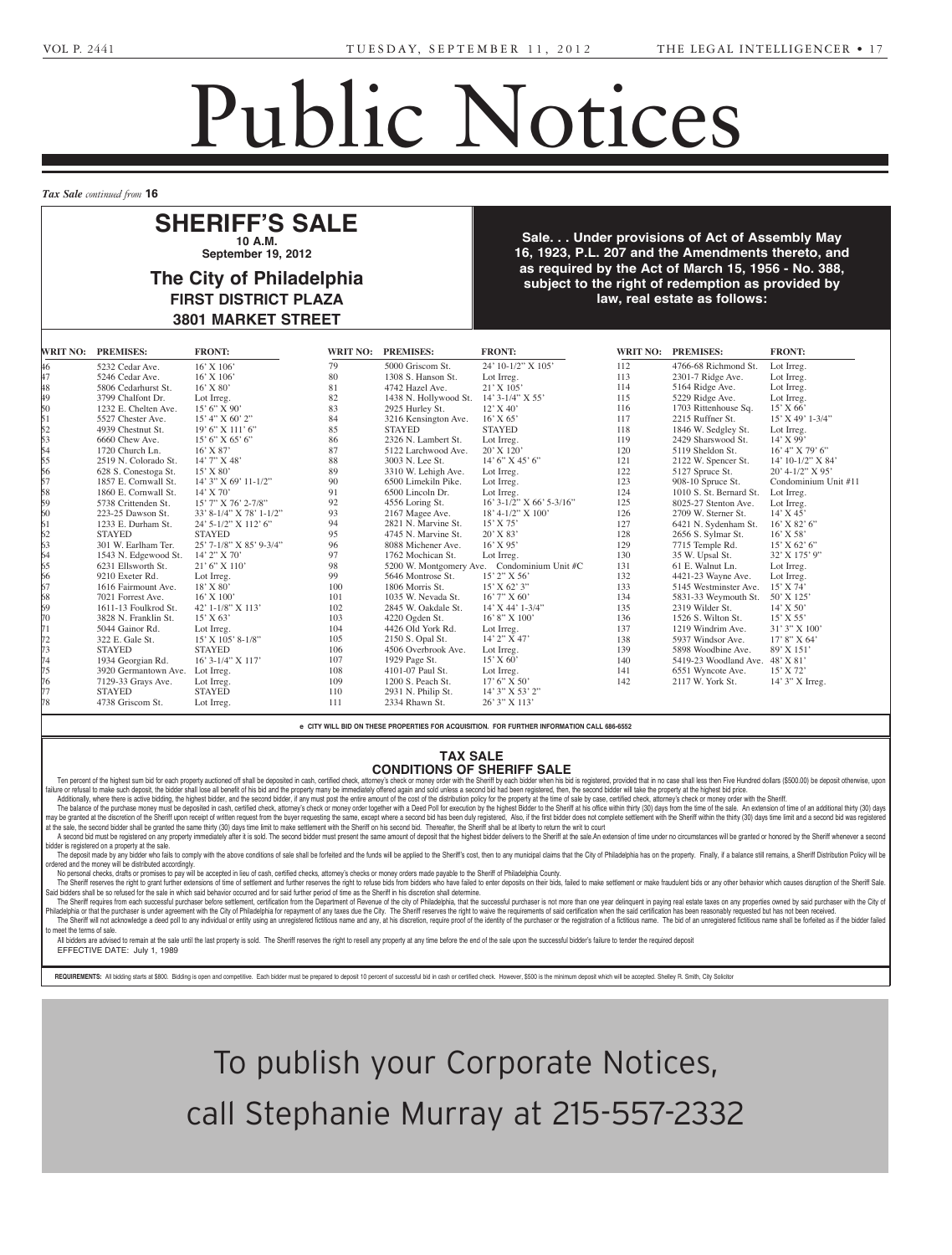# Public Notices

*Tax Sale continued from* **16**

## SHERIFF'S SALE

**10 A.M.**
**September 19, 2012**

### The City of Philadelphia

**FIRST DISTRICT PLAZA**
**3801 MARKET STREET**

**Sale. . . Under provisions of Act of Assembly May 16, 1923, P.L. 207 and the Amendments thereto, and as required by the Act of March 15, 1956 - No. 388, subject to the right of redemption as provided by law, real estate as follows:**

| WRIT NO: | PREMISES: | FRONT: |
|---|---|---|
| 46 | 5232 Cedar Ave. | 16' X 106' |
| 47 | 5246 Cedar Ave. | 16' X 106' |
| 48 | 5806 Cedarhurst St. | 16' X 80' |
| 49 | 3799 Chalfont Dr. | Lot Irreg. |
| 50 | 1232 E. Chelten Ave. | 15' 6" X 90' |
| 51 | 5527 Chester Ave. | 15' 4" X 60' 2" |
| 52 | 4939 Chestnut St. | 19' 6" X 111' 6" |
| 53 | 6660 Chew Ave. | 15' 6" X 65' 6" |
| 54 | 1720 Church Ln. | 16' X 87' |
| 55 | 2519 N. Colorado St. | 14' 7" X 48' |
| 56 | 628 S. Conestoga St. | 15' X 80' |
| 57 | 1857 E. Cornwall St. | 14' 3" X 69' 11-1/2" |
| 58 | 1860 E. Cornwall St. | 14' X 70' |
| 59 | 5738 Crittenden St. | 15' 7" X 76' 2-7/8" |
| 60 | 223-25 Dawson St. | 33' 8-1/4" X 78' 1-1/2" |
| 61 | 1233 E. Durham St. | 24' 5-1/2" X 112' 6" |
| 62 | STAYED | STAYED |
| 63 | 301 W. Earlham Ter. | 25' 7-1/8" X 85' 9-3/4" |
| 64 | 1543 N. Edgewood St. | 14' 2" X 70' |
| 65 | 6231 Ellsworth St. | 21' 6" X 110' |
| 66 | 9210 Exeter Rd. | Lot Irreg. |
| 67 | 1616 Fairmount Ave. | 18' X 80' |
| 68 | 7021 Forrest Ave. | 16' X 100' |
| 69 | 1611-13 Foulkrod St. | 42' 1-1/8" X 113' |
| 70 | 3828 N. Franklin St. | 15' X 63' |
| 71 | 5044 Gainor Rd. | Lot Irreg. |
| 72 | 322 E. Gale St. | 15' X 105' 8-1/8" |
| 73 | STAYED | STAYED |
| 74 | 1934 Georgian Rd. | 16' 3-1/4" X 117' |
| 75 | 3920 Germantown Ave. | Lot Irreg. |
| 76 | 7129-33 Grays Ave. | Lot Irreg. |
| 77 | STAYED | STAYED |
| 78 | 4738 Griscom St. | Lot Irreg. |
| 79 | 5000 Griscom St. | 24' 10-1/2" X 105' |
| 80 | 1308 S. Hanson St. | Lot Irreg. |
| 81 | 4742 Hazel Ave. | 21' X 105' |
| 82 | 1438 N. Hollywood St. | 14' 3-1/4" X 55' |
| 83 | 2925 Hurley St. | 12' X 40' |
| 84 | 3216 Kensington Ave. | 16' X 65' |
| 85 | STAYED | STAYED |
| 86 | 2326 N. Lambert St. | Lot Irreg. |
| 87 | 5122 Larchwood Ave. | 20' X 120' |
| 88 | 3003 N. Lee St. | 14' 6" X 45' 6" |
| 89 | 3310 W. Lehigh Ave. | Lot Irreg. |
| 90 | 6500 Limekiln Pike. | Lot Irreg. |
| 91 | 6500 Lincoln Dr. | Lot Irreg. |
| 92 | 4556 Loring St. | 16' 3-1/2" X 66' 5-3/16" |
| 93 | 2167 Magee Ave. | 18' 4-1/2" X 100' |
| 94 | 2821 N. Marvine St. | 15' X 75' |
| 95 | 4745 N. Marvine St. | 20' X 83' |
| 96 | 8088 Michener Ave. | 16' X 95' |
| 97 | 1762 Mochican St. | Lot Irreg. |
| 98 | 5200 W. Montgomery Ave. | Condominium Unit #C |
| 99 | 5646 Montrose St. | 15' 2" X 56' |
| 100 | 1806 Morris St. | 15' X 62' 3" |
| 101 | 1035 W. Nevada St. | 16' 7" X 60' |
| 102 | 2845 W. Oakdale St. | 14' X 44' 1-3/4" |
| 103 | 4220 Ogden St. | 16' 8" X 100' |
| 104 | 4426 Old York Rd. | Lot Irreg. |
| 105 | 2150 S. Opal St. | 14' 2" X 47' |
| 106 | 4506 Overbrook Ave. | Lot Irreg. |
| 107 | 1929 Page St. | 15' X 60' |
| 108 | 4101-07 Paul St. | Lot Irreg. |
| 109 | 1200 S. Peach St. | 17' 6" X 50' |
| 110 | 2931 N. Philip St. | 14' 3" X 53' 2" |
| 111 | 2334 Rhawn St. | 26' 3" X 113' |
| 112 | 4766-68 Richmond St. | Lot Irreg. |
| 113 | 2301-7 Ridge Ave. | Lot Irreg. |
| 114 | 5164 Ridge Ave. | Lot Irreg. |
| 115 | 5229 Ridge Ave. | Lot Irreg. |
| 116 | 1703 Rittenhouse Sq. | 15' X 66' |
| 117 | 2215 Ruffner St. | 15' X 49' 1-3/4" |
| 118 | 1846 W. Sedgley St. | Lot Irreg. |
| 119 | 2429 Sharswood St. | 14' X 99' |
| 120 | 5119 Sheldon St. | 16' 4" X 79' 6" |
| 121 | 2122 W. Spencer St. | 14' 10-1/2" X 84' |
| 122 | 5127 Spruce St. | 20' 4-1/2" X 95' |
| 123 | 908-10 Spruce St. | Condominium Unit #11 |
| 124 | 1010 S. St. Bernard St. | Lot Irreg. |
| 125 | 8025-27 Stenton Ave. | Lot Irreg. |
| 126 | 2709 W. Sterner St. | 14' X 45' |
| 127 | 6421 N. Sydenham St. | 16' X 82' 6" |
| 128 | 2656 S. Sylmar St. | 16' X 58' |
| 129 | 7715 Temple Rd. | 15' X 62' 6" |
| 130 | 35 W. Upsal St. | 32' X 175' 9" |
| 131 | 61 E. Walnut Ln. | Lot Irreg. |
| 132 | 4421-23 Wayne Ave. | Lot Irreg. |
| 133 | 5145 Westminster Ave. | 15' X 74' |
| 134 | 5831-33 Weymouth St. | 50' X 125' |
| 135 | 2319 Wilder St. | 14' X 50' |
| 136 | 1526 S. Wilton St. | 15' X 55' |
| 137 | 1219 Windrim Ave. | 31' 3" X 100' |
| 138 | 5937 Windsor Ave. | 17' 8" X 64' |
| 139 | 5898 Woodbine Ave. | 89' X 151' |
| 140 | 5419-23 Woodland Ave. | 48' X 81' |
| 141 | 6551 Wyncote Ave. | 15' X 72' |
| 142 | 2117 W. York St. | 14' 3" X Irreg. |

e CITY WILL BID ON THESE PROPERTIES FOR ACQUISITION. FOR FURTHER INFORMATION CALL 686-6552

## TAX SALE
## CONDITIONS OF SHERIFF SALE

Ten percent of the highest sum bid for each property auctioned off shall be deposited in cash, certified check, attorney's check or money order with the Sheriff by each bidder when his bid is registered, provided that in no case shall less then Five Hundred dollars ($500.00) be deposit otherwise, upon failure or refusal to make such deposit, the bidder shall lose all benefit of his bid and the property many be immediately offered again and sold unless a second bid had been registered, then, the second bidder will take the property at the highest bid price.

Additionally, where there is active bidding, the highest bidder, and the second bidder, if any must post the entire amount of the cost of the distribution policy for the property at the time of sale by case, certified check, attorney's check or money order with the Sheriff.

The balance of the purchase money must be deposited in cash, certified check, attorney's check or money order together with a Deed Poll for execution by the highest Bidder to the Sheriff at his office within thirty (30) days from the time of the sale. An extension of time of an additional thirty (30) days may be granted at the discretion of the Sheriff upon receipt of written request from the buyer requesting the same, except where a second bid has been duly registered, Also, if the first bidder does not complete settlement with the Sheriff within the thirty (30) days time limit and a second bid was registered at the sale, the second bidder shall be granted the same thirty (30) days time limit to make settlement with the Sheriff on his second bid. Thereafter, the Sheriff shall be at liberty to return the writ to court

A second bid must be registered on any property immediately after it is sold. The second bidder must present the same amount of deposit that the highest bidder delivers to the Sheriff at the sale.An extension of time under no circumstances will be granted or honored by the Sheriff whenever a second bidder is registered on a property at the sale.

The deposit made by any bidder who fails to comply with the above conditions of sale shall be forfeited and the funds will be applied to the Sheriff's cost, then to any municipal claims that the City of Philadelphia has on the property. Finally, if a balance still remains, a Sheriff Distribution Policy will be ordered and the money will be distributed accordingly.

No personal checks, drafts or promises to pay will be accepted in lieu of cash, certified checks, attorney's checks or money orders made payable to the Sheriff of Philadelphia County.

The Sheriff reserves the right to grant further extensions of time of settlement and further reserves the right to refuse bids from bidders who have failed to enter deposits on their bids, failed to make settlement or make fraudulent bids or any other behavior which causes disruption of the Sheriff Sale. Said bidders shall be so refused for the sale in which said behavior occurred and for said further period of time as the Sheriff in his discretion shall determine.

The Sheriff requires from each successful purchaser before settlement, certification from the Department of Revenue of the city of Philadelphia, that the successful purchaser is not more than one year delinquent in paying real estate taxes on any properties owned by said purchaser with the City of Philadelphia or that the purchaser is under agreement with the City of Philadelphia for repayment of any taxes due the City. The Sheriff reserves the right to waive the requirements of said certification when the said certification has been reasonably requested but has not been received.

The Sheriff will not acknowledge a deed poll to any individual or entity using an unregistered fictitious name and any, at his discretion, require proof of the identity of the purchaser or the registration of a fictitious name. The bid of an unregistered fictitious name shall be forfeited as if the bidder failed to meet the terms of sale.

All bidders are advised to remain at the sale until the last property is sold. The Sheriff reserves the right to resell any property at any time before the end of the sale upon the successful bidder's failure to tender the required deposit

EFFECTIVE DATE: July 1, 1989

**REQUIREMENTS:** All bidding starts at $800. Bidding is open and competitive. Each bidder must be prepared to deposit 10 percent of successful bid in cash or certified check. However, $500 is the minimum deposit which will be accepted. Shelley R. Smith, City Solicitor

To publish your Corporate Notices,
call Stephanie Murray at 215-557-2332